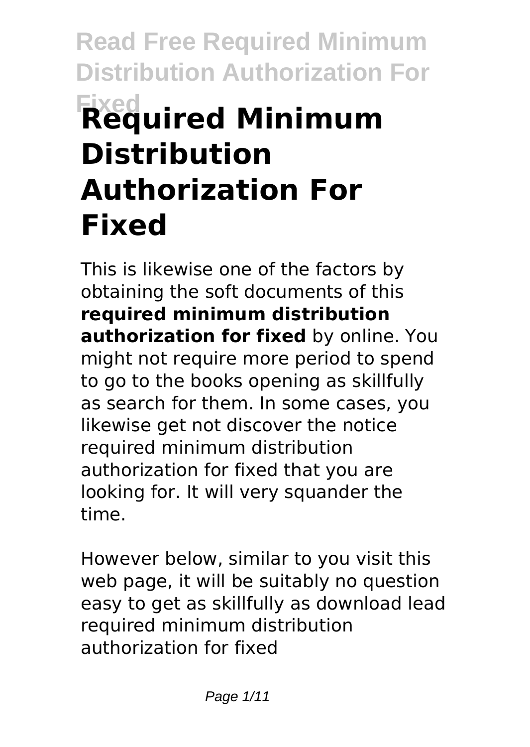# Required Minimum Distribution Authorization For Fixed

This is likewise one of the factors by obtaining the soft documents of this **required minimum distribution authorization for fixed** by online. You might not require more period to spend to go to the books opening as skillfully as search for them. In some cases, you likewise get not discover the notice required minimum distribution authorization for fixed that you are looking for. It will very squander the time.

However below, similar to you visit this web page, it will be suitably no question easy to get as skillfully as download lead required minimum distribution authorization for fixed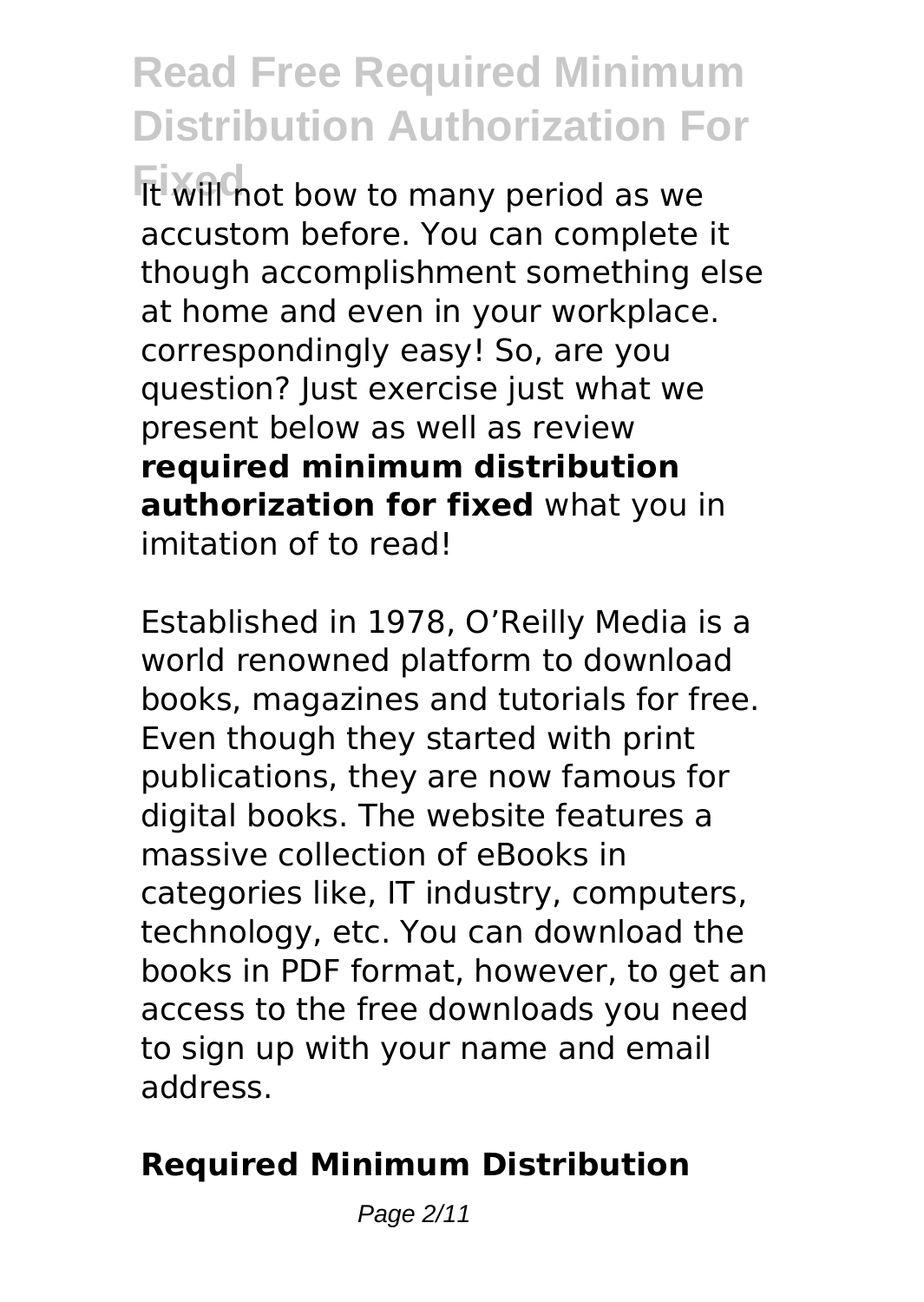It will not bow to many period as we accustom before. You can complete it though accomplishment something else at home and even in your workplace. correspondingly easy! So, are you question? Just exercise just what we present below as well as review **required minimum distribution authorization for fixed** what you in imitation of to read!

Established in 1978, O'Reilly Media is a world renowned platform to download books, magazines and tutorials for free. Even though they started with print publications, they are now famous for digital books. The website features a massive collection of eBooks in categories like, IT industry, computers, technology, etc. You can download the books in PDF format, however, to get an access to the free downloads you need to sign up with your name and email address.

## Required Minimum Distribution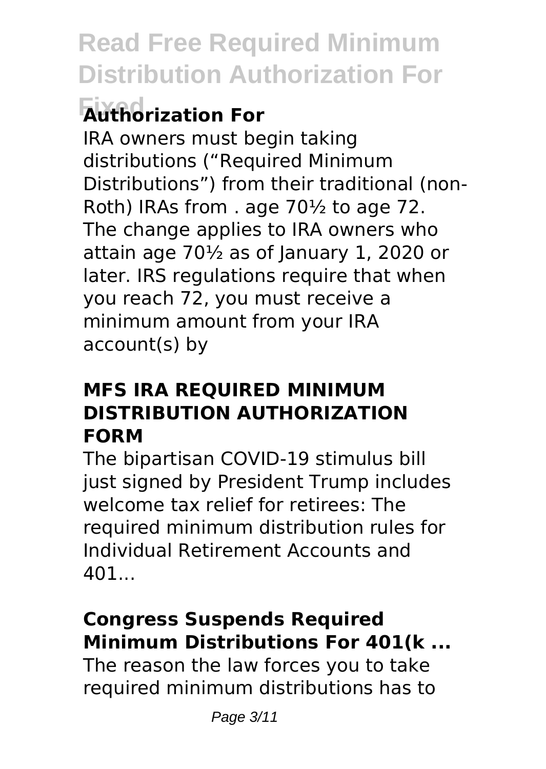## Authorization For

IRA owners must begin taking distributions ("Required Minimum Distributions") from their traditional (non-Roth) IRAs from . age 70½ to age 72. The change applies to IRA owners who attain age 70½ as of January 1, 2020 or later. IRS regulations require that when you reach 72, you must receive a minimum amount from your IRA account(s) by

### MFS IRA REQUIRED MINIMUM DISTRIBUTION AUTHORIZATION FORM

The bipartisan COVID-19 stimulus bill just signed by President Trump includes welcome tax relief for retirees: The required minimum distribution rules for Individual Retirement Accounts and 401...

### Congress Suspends Required Minimum Distributions For 401(k ...

The reason the law forces you to take required minimum distributions has to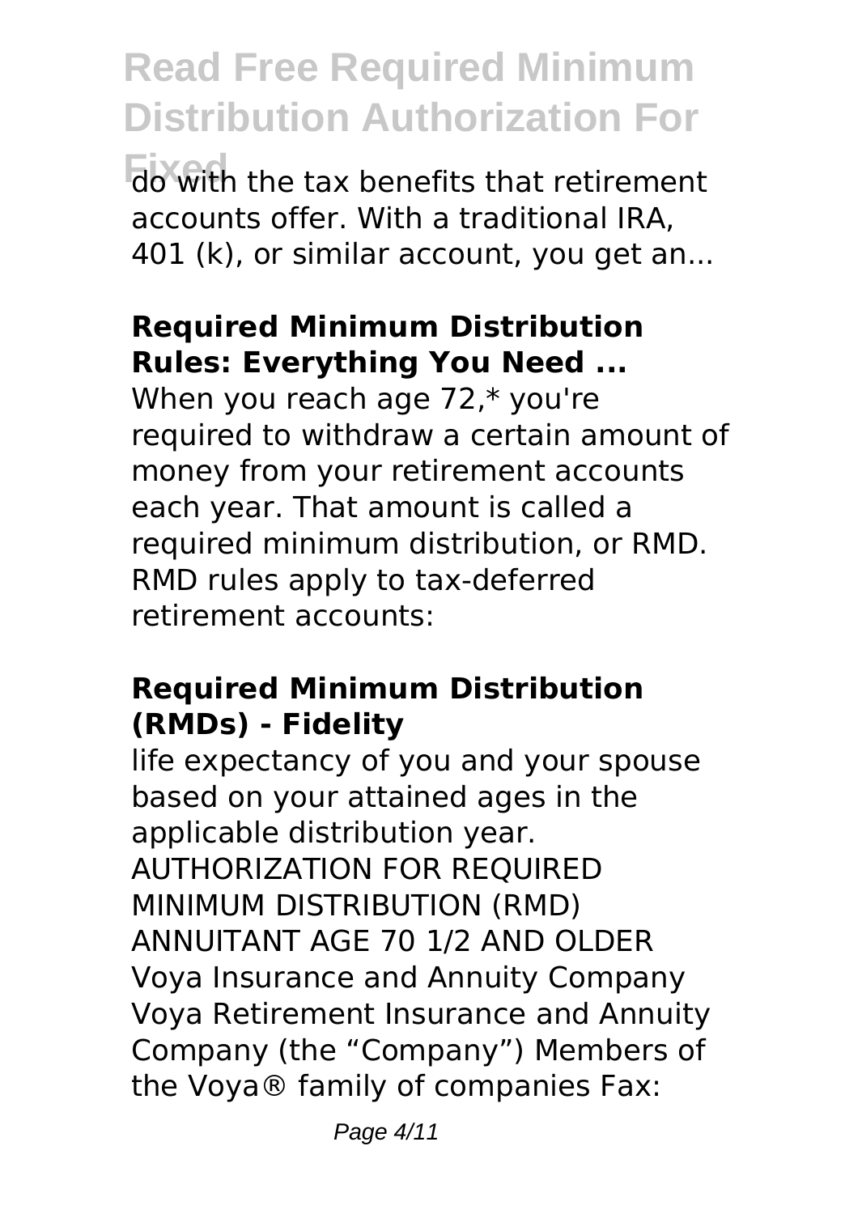do with the tax benefits that retirement accounts offer. With a traditional IRA, 401 (k), or similar account, you get an...

## Required Minimum Distribution Rules: Everything You Need ...

When you reach age 72,* you're required to withdraw a certain amount of money from your retirement accounts each year. That amount is called a required minimum distribution, or RMD. RMD rules apply to tax-deferred retirement accounts:

## Required Minimum Distribution (RMDs) - Fidelity

life expectancy of you and your spouse based on your attained ages in the applicable distribution year. AUTHORIZATION FOR REQUIRED MINIMUM DISTRIBUTION (RMD) ANNUITANT AGE 70 1/2 AND OLDER Voya Insurance and Annuity Company Voya Retirement Insurance and Annuity Company (the “Company”) Members of the Voya® family of companies Fax: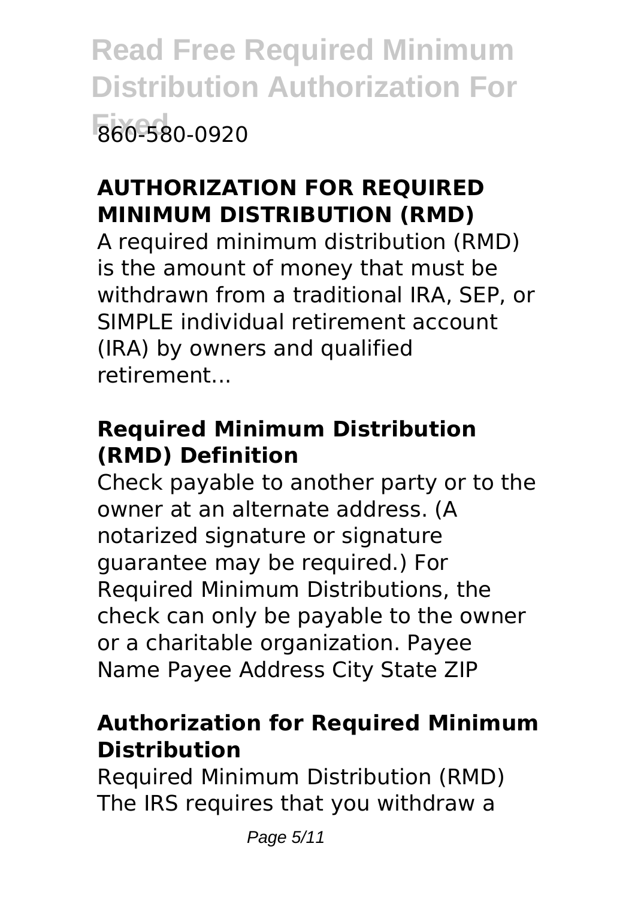860-580-0920

### AUTHORIZATION FOR REQUIRED MINIMUM DISTRIBUTION (RMD)

A required minimum distribution (RMD) is the amount of money that must be withdrawn from a traditional IRA, SEP, or SIMPLE individual retirement account (IRA) by owners and qualified retirement...

### Required Minimum Distribution (RMD) Definition

Check payable to another party or to the owner at an alternate address. (A notarized signature or signature guarantee may be required.) For Required Minimum Distributions, the check can only be payable to the owner or a charitable organization. Payee Name Payee Address City State ZIP

### Authorization for Required Minimum Distribution

Required Minimum Distribution (RMD) The IRS requires that you withdraw a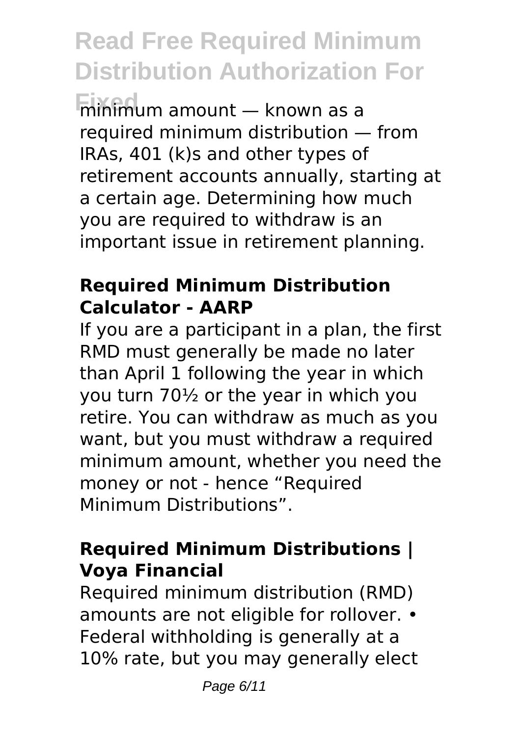minimum amount — known as a required minimum distribution — from IRAs, 401 (k)s and other types of retirement accounts annually, starting at a certain age. Determining how much you are required to withdraw is an important issue in retirement planning.

### Required Minimum Distribution Calculator - AARP

If you are a participant in a plan, the first RMD must generally be made no later than April 1 following the year in which you turn 70½ or the year in which you retire. You can withdraw as much as you want, but you must withdraw a required minimum amount, whether you need the money or not - hence "Required Minimum Distributions".

### Required Minimum Distributions | Voya Financial

Required minimum distribution (RMD) amounts are not eligible for rollover. • Federal withholding is generally at a 10% rate, but you may generally elect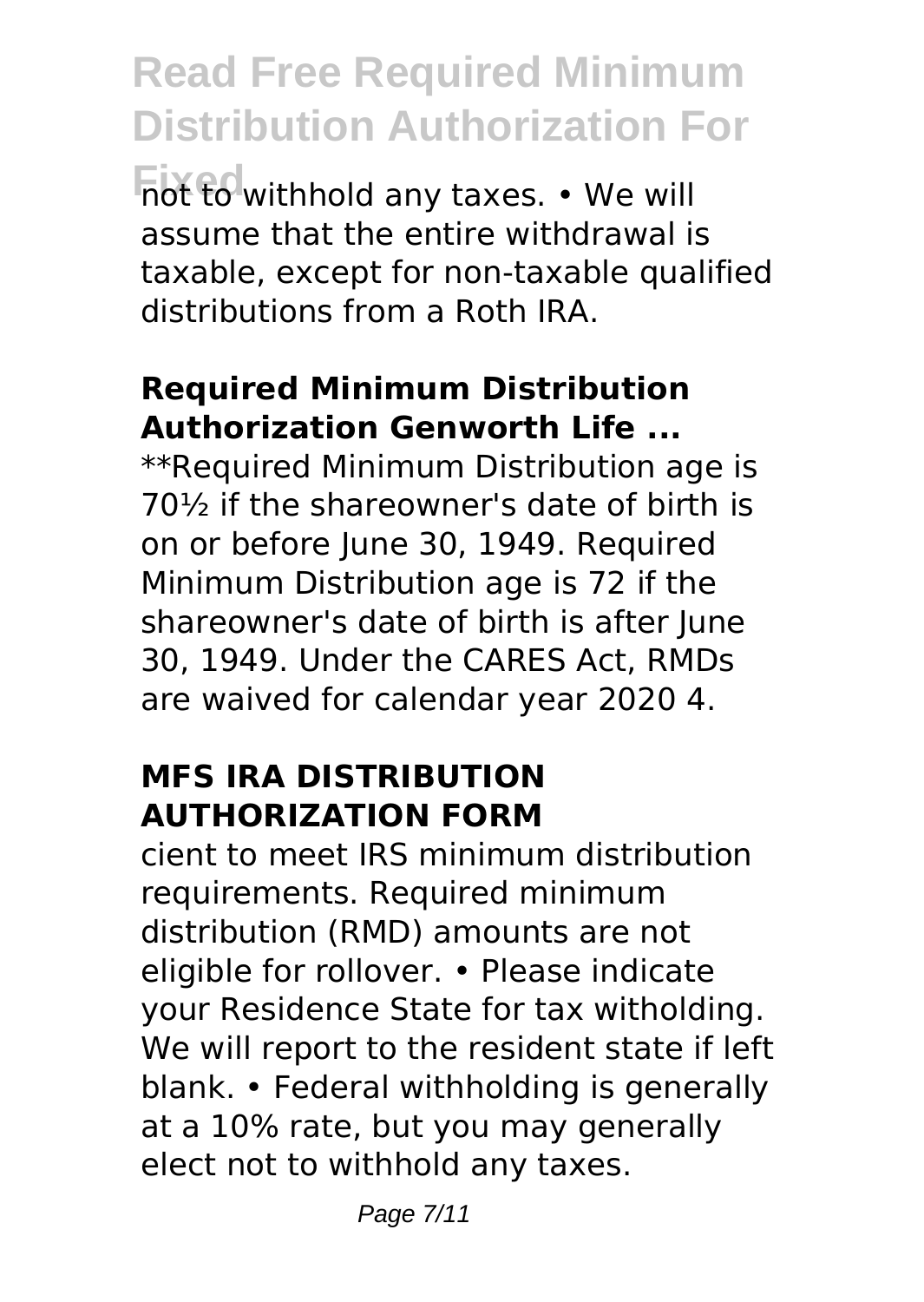not to withhold any taxes. • We will assume that the entire withdrawal is taxable, except for non-taxable qualified distributions from a Roth IRA.

## Required Minimum Distribution Authorization Genworth Life ...

**Required Minimum Distribution age is 70½ if the shareowner's date of birth is on or before June 30, 1949. Required Minimum Distribution age is 72 if the shareowner's date of birth is after June 30, 1949. Under the CARES Act, RMDs are waived for calendar year 2020 4.

## MFS IRA DISTRIBUTION AUTHORIZATION FORM

cient to meet IRS minimum distribution requirements. Required minimum distribution (RMD) amounts are not eligible for rollover. • Please indicate your Residence State for tax witholding. We will report to the resident state if left blank. • Federal withholding is generally at a 10% rate, but you may generally elect not to withhold any taxes.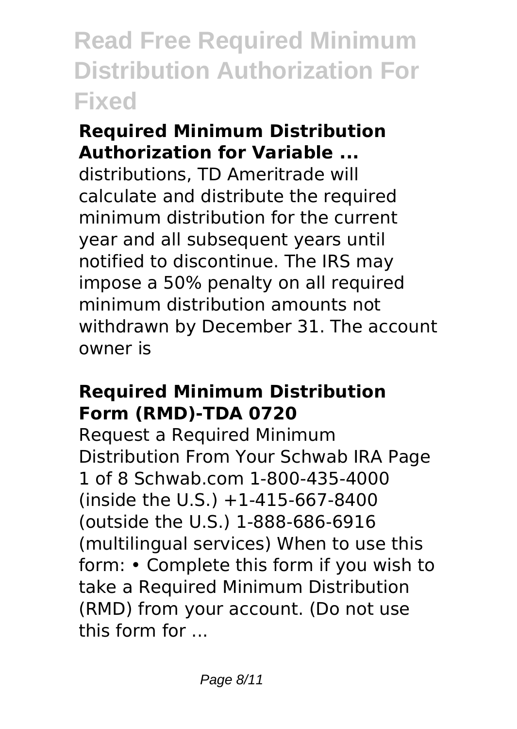## Required Minimum Distribution Authorization for Variable ...

distributions, TD Ameritrade will calculate and distribute the required minimum distribution for the current year and all subsequent years until notified to discontinue. The IRS may impose a 50% penalty on all required minimum distribution amounts not withdrawn by December 31. The account owner is

## Required Minimum Distribution Form (RMD)-TDA 0720

Request a Required Minimum Distribution From Your Schwab IRA Page 1 of 8 Schwab.com 1-800-435-4000 (inside the U.S.) +1-415-667-8400 (outside the U.S.) 1-888-686-6916 (multilingual services) When to use this form: • Complete this form if you wish to take a Required Minimum Distribution (RMD) from your account. (Do not use this form for ...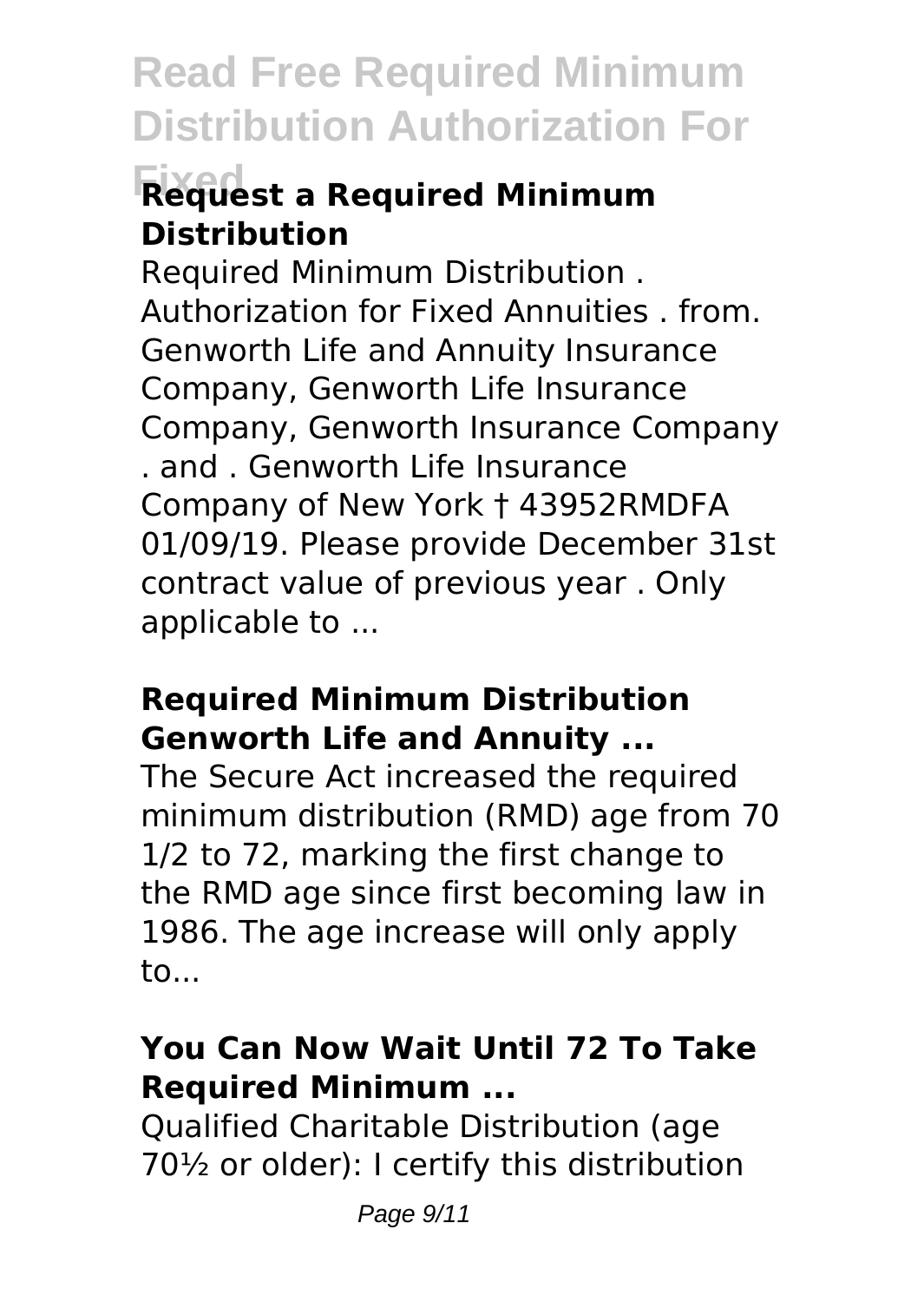### Request a Required Minimum Distribution

Required Minimum Distribution . Authorization for Fixed Annuities . from. Genworth Life and Annuity Insurance Company, Genworth Life Insurance Company, Genworth Insurance Company . and . Genworth Life Insurance Company of New York † 43952RMDFA 01/09/19. Please provide December 31st contract value of previous year . Only applicable to ...

### Required Minimum Distribution Genworth Life and Annuity ...

The Secure Act increased the required minimum distribution (RMD) age from 70 1/2 to 72, marking the first change to the RMD age since first becoming law in 1986. The age increase will only apply to...

### You Can Now Wait Until 72 To Take Required Minimum ...

Qualified Charitable Distribution (age 70½ or older): I certify this distribution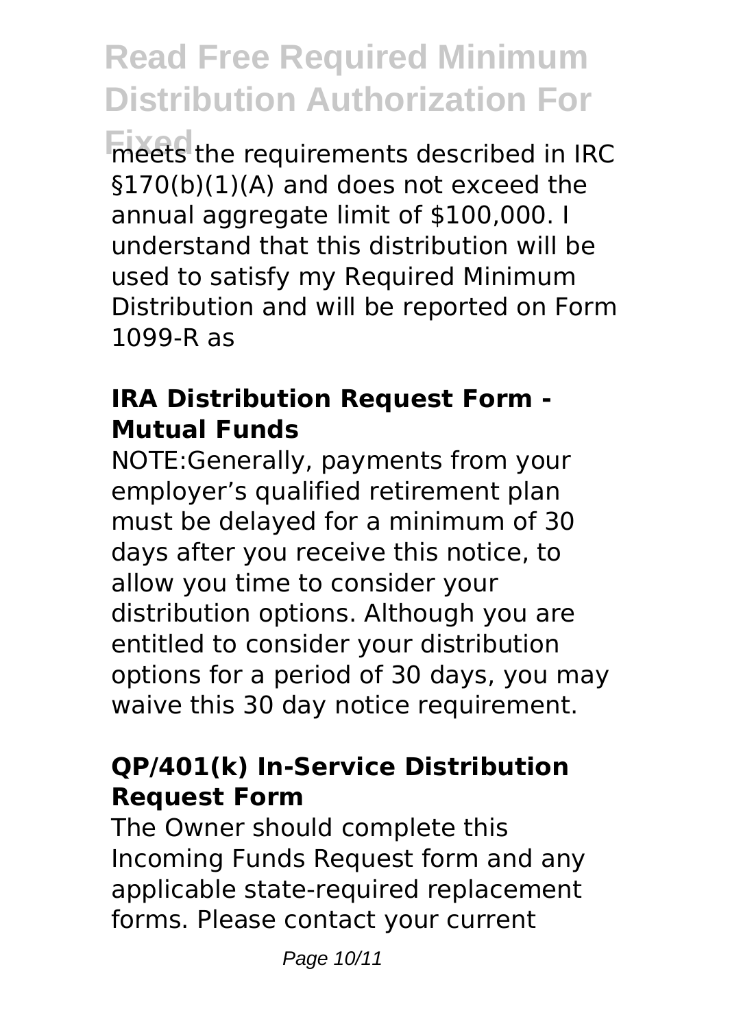meets the requirements described in IRC §170(b)(1)(A) and does not exceed the annual aggregate limit of $100,000. I understand that this distribution will be used to satisfy my Required Minimum Distribution and will be reported on Form 1099-R as

### IRA Distribution Request Form - Mutual Funds

NOTE:Generally, payments from your employer's qualified retirement plan must be delayed for a minimum of 30 days after you receive this notice, to allow you time to consider your distribution options. Although you are entitled to consider your distribution options for a period of 30 days, you may waive this 30 day notice requirement.

### QP/401(k) In-Service Distribution Request Form

The Owner should complete this Incoming Funds Request form and any applicable state-required replacement forms. Please contact your current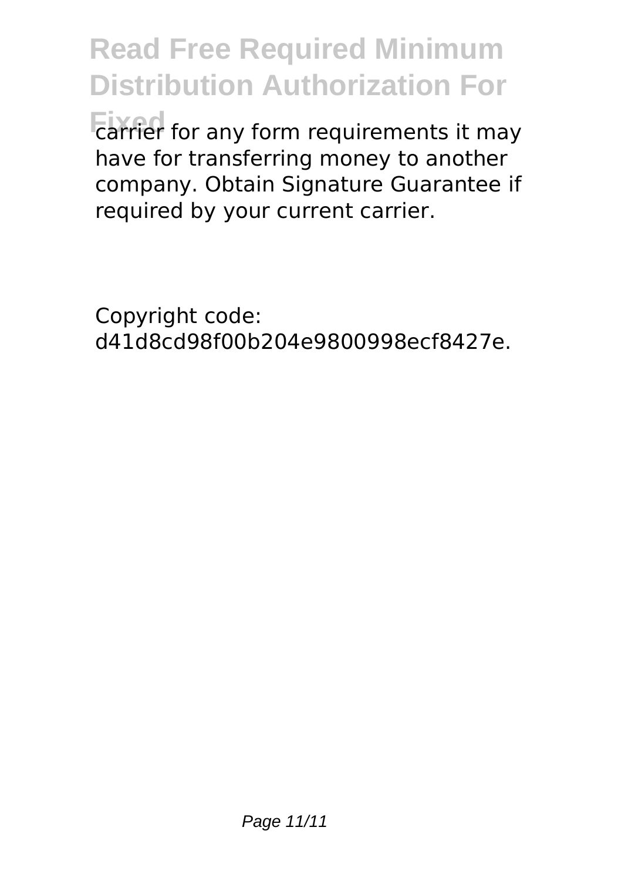carrier for any form requirements it may have for transferring money to another company. Obtain Signature Guarantee if required by your current carrier.

Copyright code: d41d8cd98f00b204e9800998ecf8427e.